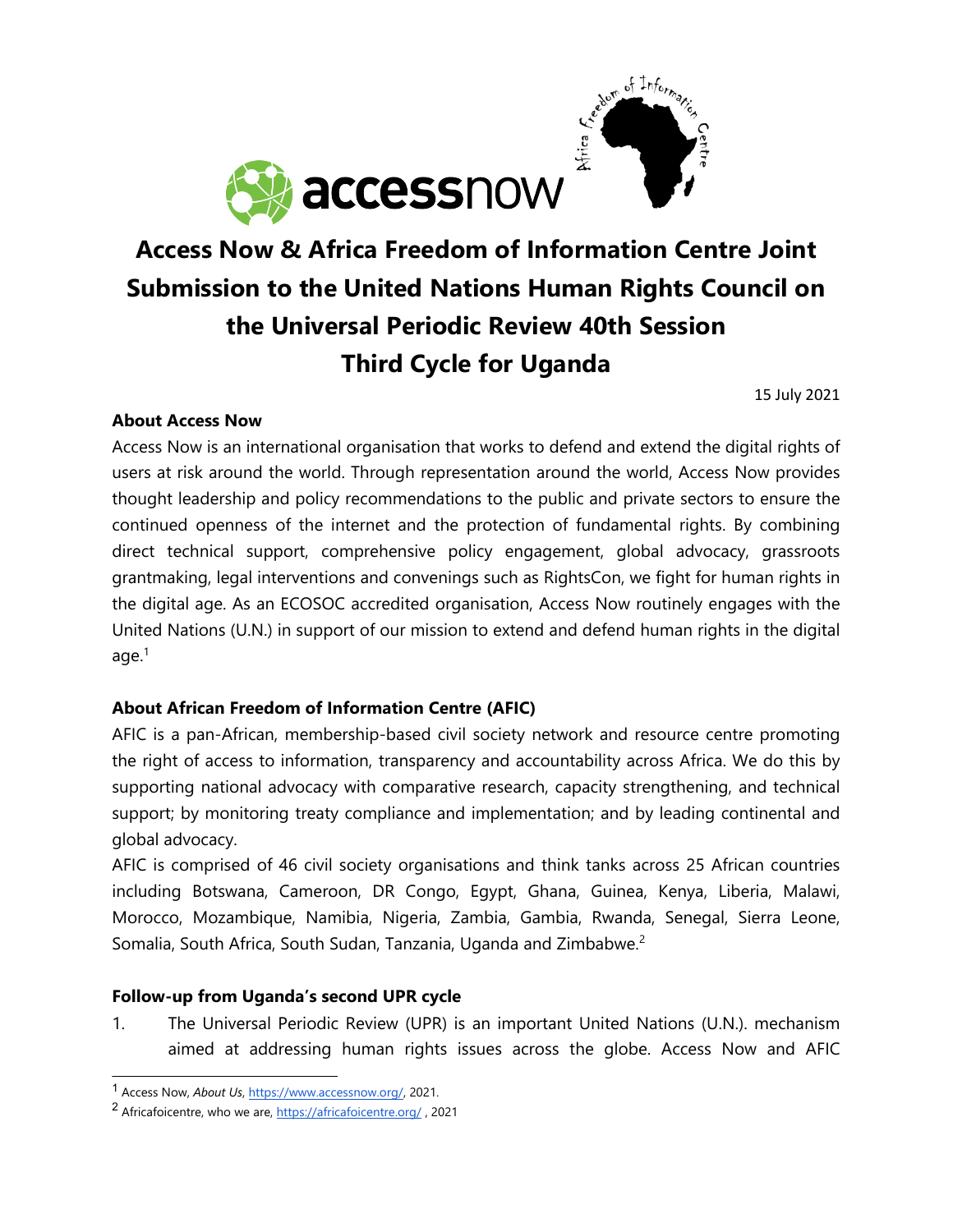# Access Now & Africa Freedom of Information Centre Joint Submission to the United Nations Human Rights Council on the Universal Periodic Review 40th Session Third Cycle for Uganda

15 July 2021

**About Access Now**

Access Now is an international organisation that works to defend and extend the digital rights of users at risk around the world. Through representation around the world, Access Now provides thought leadership and policy recommendations to the public and private sectors to ensure the continued openness of the internet and the protection of fundamental rights. By combining direct technical support, comprehensive policy engagement, global advocacy, grassroots grantmaking, legal interventions and convenings such as RightsCon, we fight for human rights in the digital age. As an ECOSOC accredited organisation, Access Now routinely engages with the United Nations (U.N.) in support of our mission to extend and defend human rights in the digital age.[1]

**About African Freedom of Information Centre (AFIC)**

AFIC is a pan-African, membership-based civil society network and resource centre promoting the right of access to information, transparency and accountability across Africa. We do this by supporting national advocacy with comparative research, capacity strengthening, and technical support; by monitoring treaty compliance and implementation; and by leading continental and global advocacy.

AFIC is comprised of 46 civil society organisations and think tanks across 25 African countries including Botswana, Cameroon, DR Congo, Egypt, Ghana, Guinea, Kenya, Liberia, Malawi, Morocco, Mozambique, Namibia, Nigeria, Zambia, Gambia, Rwanda, Senegal, Sierra Leone, Somalia, South Africa, South Sudan, Tanzania, Uganda and Zimbabwe.[2]

**Follow-up from Uganda's second UPR cycle**

1. The Universal Periodic Review (UPR) is an important United Nations (U.N.). mechanism aimed at addressing human rights issues across the globe. Access Now and AFIC

---

[1] Access Now, *About Us*, https://www.accessnow.org/, 2021.

[2] Africafoicentre, who we are, https://africafoicentre.org/ , 2021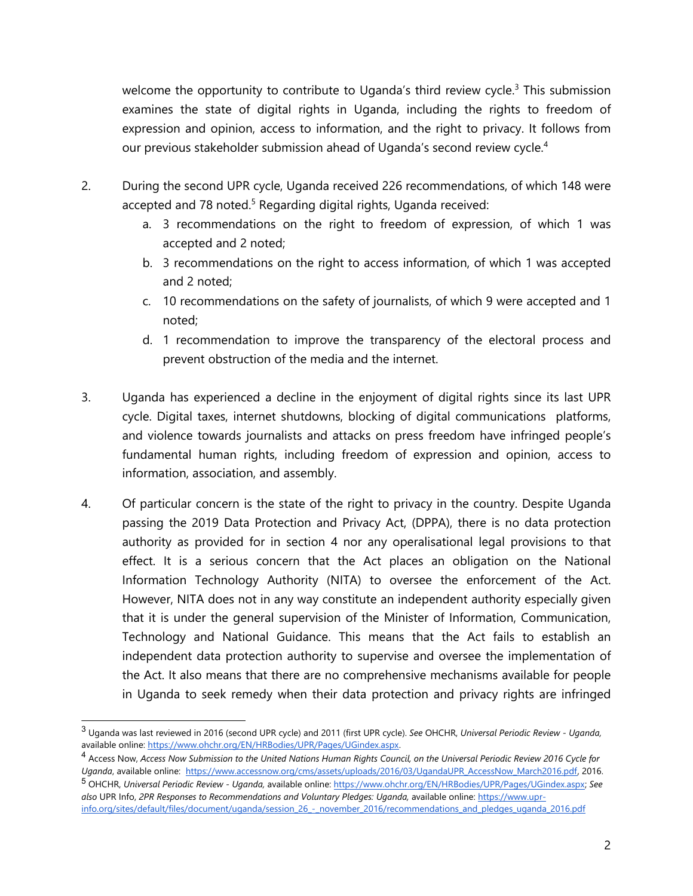welcome the opportunity to contribute to Uganda's third review cycle.[3] This submission examines the state of digital rights in Uganda, including the rights to freedom of expression and opinion, access to information, and the right to privacy. It follows from our previous stakeholder submission ahead of Uganda's second review cycle.[4]

2. During the second UPR cycle, Uganda received 226 recommendations, of which 148 were accepted and 78 noted.[5] Regarding digital rights, Uganda received:
   a. 3 recommendations on the right to freedom of expression, of which 1 was accepted and 2 noted;
   b. 3 recommendations on the right to access information, of which 1 was accepted and 2 noted;
   c. 10 recommendations on the safety of journalists, of which 9 were accepted and 1 noted;
   d. 1 recommendation to improve the transparency of the electoral process and prevent obstruction of the media and the internet.

3. Uganda has experienced a decline in the enjoyment of digital rights since its last UPR cycle. Digital taxes, internet shutdowns, blocking of digital communications platforms, and violence towards journalists and attacks on press freedom have infringed people's fundamental human rights, including freedom of expression and opinion, access to information, association, and assembly.

4. Of particular concern is the state of the right to privacy in the country. Despite Uganda passing the 2019 Data Protection and Privacy Act, (DPPA), there is no data protection authority as provided for in section 4 nor any operalisational legal provisions to that effect. It is a serious concern that the Act places an obligation on the National Information Technology Authority (NITA) to oversee the enforcement of the Act. However, NITA does not in any way constitute an independent authority especially given that it is under the general supervision of the Minister of Information, Communication, Technology and National Guidance. This means that the Act fails to establish an independent data protection authority to supervise and oversee the implementation of the Act. It also means that there are no comprehensive mechanisms available for people in Uganda to seek remedy when their data protection and privacy rights are infringed

---

[3] Uganda was last reviewed in 2016 (second UPR cycle) and 2011 (first UPR cycle). *See* OHCHR, *Universal Periodic Review - Uganda,* available online: https://www.ohchr.org/EN/HRBodies/UPR/Pages/UGindex.aspx.

[4] Access Now, *Access Now Submission to the United Nations Human Rights Council, on the Universal Periodic Review 2016 Cycle for Uganda*, available online: https://www.accessnow.org/cms/assets/uploads/2016/03/UgandaUPR_AccessNow_March2016.pdf, 2016.

[5] OHCHR, *Universal Periodic Review - Uganda,* available online: https://www.ohchr.org/EN/HRBodies/UPR/Pages/UGindex.aspx; *See also* UPR Info, *2PR Responses to Recommendations and Voluntary Pledges: Uganda,* available online: https://www.upr-info.org/sites/default/files/document/uganda/session_26_-_november_2016/recommendations_and_pledges_uganda_2016.pdf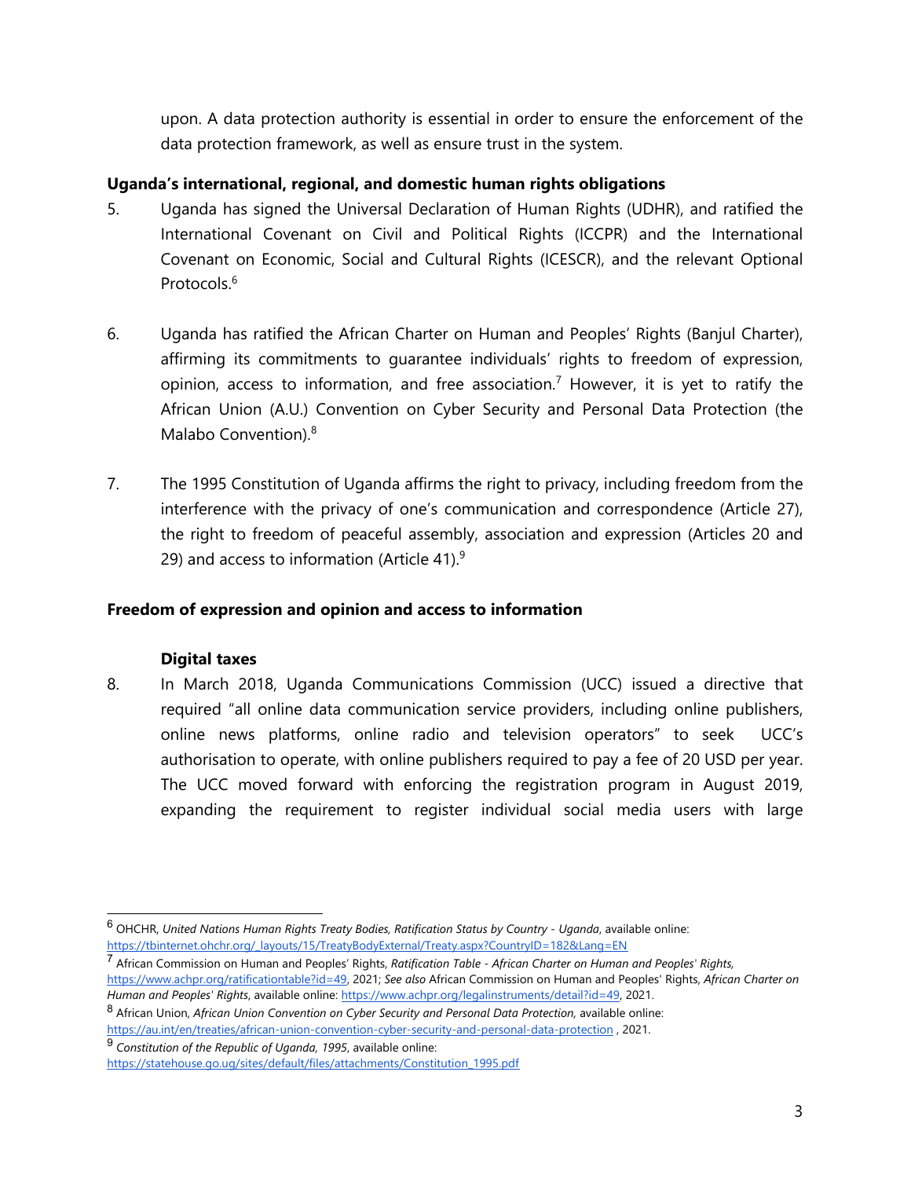upon. A data protection authority is essential in order to ensure the enforcement of the data protection framework, as well as ensure trust in the system.

**Uganda's international, regional, and domestic human rights obligations**

5. Uganda has signed the Universal Declaration of Human Rights (UDHR), and ratified the International Covenant on Civil and Political Rights (ICCPR) and the International Covenant on Economic, Social and Cultural Rights (ICESCR), and the relevant Optional Protocols.[6]

6. Uganda has ratified the African Charter on Human and Peoples' Rights (Banjul Charter), affirming its commitments to guarantee individuals' rights to freedom of expression, opinion, access to information, and free association.[7] However, it is yet to ratify the African Union (A.U.) Convention on Cyber Security and Personal Data Protection (the Malabo Convention).[8]

7. The 1995 Constitution of Uganda affirms the right to privacy, including freedom from the interference with the privacy of one's communication and correspondence (Article 27), the right to freedom of peaceful assembly, association and expression (Articles 20 and 29) and access to information (Article 41).[9]

**Freedom of expression and opinion and access to information**

**Digital taxes**

8. In March 2018, Uganda Communications Commission (UCC) issued a directive that required "all online data communication service providers, including online publishers, online news platforms, online radio and television operators" to seek UCC's authorisation to operate, with online publishers required to pay a fee of 20 USD per year. The UCC moved forward with enforcing the registration program in August 2019, expanding the requirement to register individual social media users with large

---

[6] OHCHR, *United Nations Human Rights Treaty Bodies, Ratification Status by Country - Uganda*, available online: https://tbinternet.ohchr.org/_layouts/15/TreatyBodyExternal/Treaty.aspx?CountryID=182&Lang=EN

[7] African Commission on Human and Peoples' Rights, *Ratification Table - African Charter on Human and Peoples' Rights,* https://www.achpr.org/ratificationtable?id=49, 2021; *See also* African Commission on Human and Peoples' Rights, *African Charter on Human and Peoples' Rights*, available online: https://www.achpr.org/legalinstruments/detail?id=49, 2021.

[8] African Union, *African Union Convention on Cyber Security and Personal Data Protection,* available online: https://au.int/en/treaties/african-union-convention-cyber-security-and-personal-data-protection , 2021.

[9] *Constitution of the Republic of Uganda, 1995*, available online: https://statehouse.go.ug/sites/default/files/attachments/Constitution_1995.pdf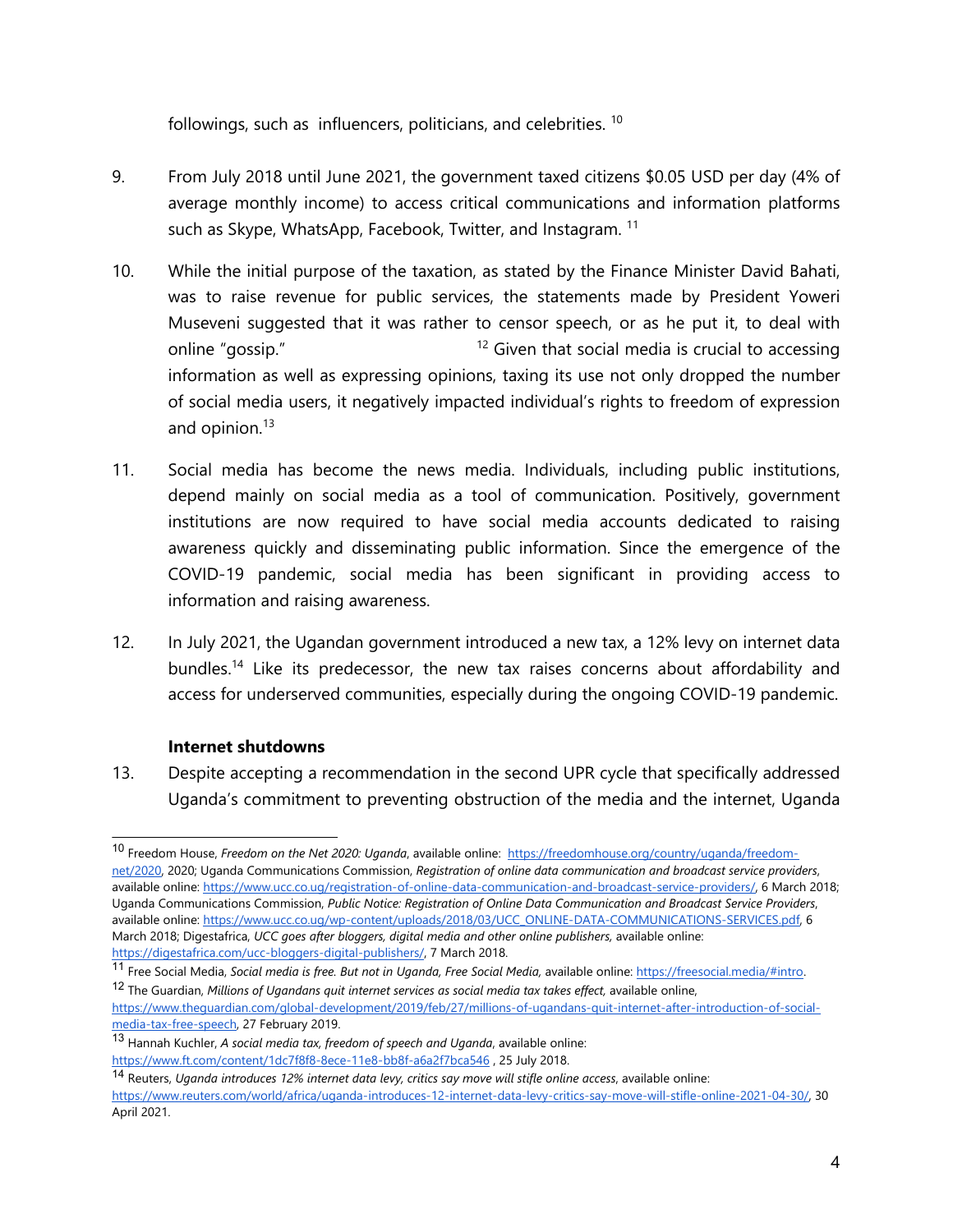followings, such as influencers, politicians, and celebrities. [10]

9. From July 2018 until June 2021, the government taxed citizens $0.05 USD per day (4% of average monthly income) to access critical communications and information platforms such as Skype, WhatsApp, Facebook, Twitter, and Instagram. [11]

10. While the initial purpose of the taxation, as stated by the Finance Minister David Bahati, was to raise revenue for public services, the statements made by President Yoweri Museveni suggested that it was rather to censor speech, or as he put it, to deal with online "gossip." [12] Given that social media is crucial to accessing information as well as expressing opinions, taxing its use not only dropped the number of social media users, it negatively impacted individual's rights to freedom of expression and opinion.[13]

11. Social media has become the news media. Individuals, including public institutions, depend mainly on social media as a tool of communication. Positively, government institutions are now required to have social media accounts dedicated to raising awareness quickly and disseminating public information. Since the emergence of the COVID-19 pandemic, social media has been significant in providing access to information and raising awareness.

12. In July 2021, the Ugandan government introduced a new tax, a 12% levy on internet data bundles.[14] Like its predecessor, the new tax raises concerns about affordability and access for underserved communities, especially during the ongoing COVID-19 pandemic.

**Internet shutdowns**

13. Despite accepting a recommendation in the second UPR cycle that specifically addressed Uganda's commitment to preventing obstruction of the media and the internet, Uganda

---

[10] Freedom House, *Freedom on the Net 2020: Uganda*, available online: https://freedomhouse.org/country/uganda/freedom-net/2020, 2020; Uganda Communications Commission, *Registration of online data communication and broadcast service providers*, available online: https://www.ucc.co.ug/registration-of-online-data-communication-and-broadcast-service-providers/, 6 March 2018; Uganda Communications Commission, *Public Notice: Registration of Online Data Communication and Broadcast Service Providers*, available online: https://www.ucc.co.ug/wp-content/uploads/2018/03/UCC_ONLINE-DATA-COMMUNICATIONS-SERVICES.pdf, 6 March 2018; Digestafrica, *UCC goes after bloggers, digital media and other online publishers,* available online: https://digestafrica.com/ucc-bloggers-digital-publishers/, 7 March 2018.

[11] Free Social Media, *Social media is free. But not in Uganda, Free Social Media,* available online: https://freesocial.media/#intro.

[12] The Guardian, *Millions of Ugandans quit internet services as social media tax takes effect,* available online, https://www.theguardian.com/global-development/2019/feb/27/millions-of-ugandans-quit-internet-after-introduction-of-social-media-tax-free-speech, 27 February 2019.

[13] Hannah Kuchler, *A social media tax, freedom of speech and Uganda*, available online: https://www.ft.com/content/1dc7f8f8-8ece-11e8-bb8f-a6a2f7bca546 , 25 July 2018.

[14] Reuters, *Uganda introduces 12% internet data levy, critics say move will stifle online access*, available online: https://www.reuters.com/world/africa/uganda-introduces-12-internet-data-levy-critics-say-move-will-stifle-online-2021-04-30/, 30 April 2021.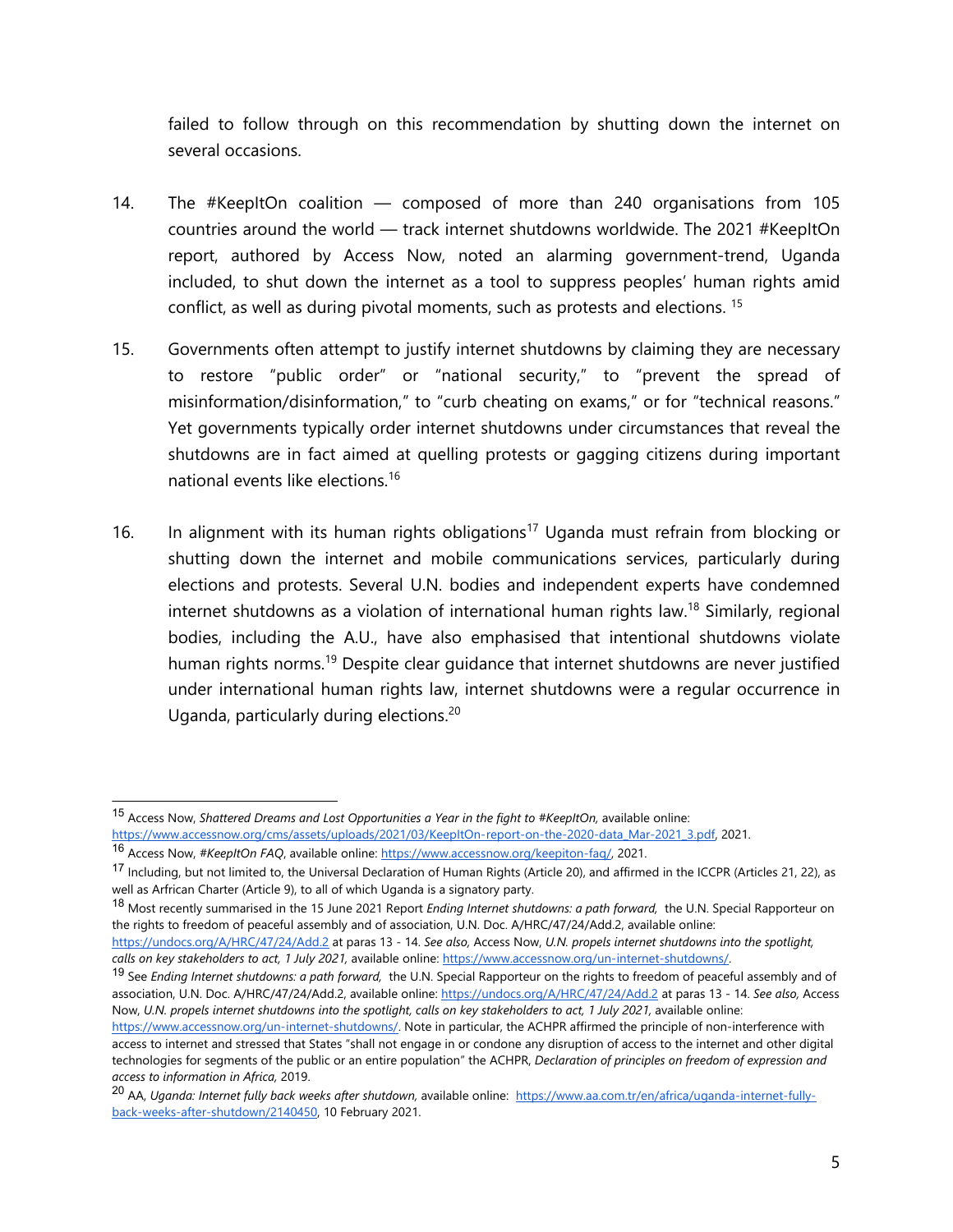failed to follow through on this recommendation by shutting down the internet on several occasions.

14. The #KeepItOn coalition — composed of more than 240 organisations from 105 countries around the world — track internet shutdowns worldwide. The 2021 #KeepItOn report, authored by Access Now, noted an alarming government-trend, Uganda included, to shut down the internet as a tool to suppress peoples' human rights amid conflict, as well as during pivotal moments, such as protests and elections. [15]

15. Governments often attempt to justify internet shutdowns by claiming they are necessary to restore "public order" or "national security," to "prevent the spread of misinformation/disinformation," to "curb cheating on exams," or for "technical reasons." Yet governments typically order internet shutdowns under circumstances that reveal the shutdowns are in fact aimed at quelling protests or gagging citizens during important national events like elections.[16]

16. In alignment with its human rights obligations[17] Uganda must refrain from blocking or shutting down the internet and mobile communications services, particularly during elections and protests. Several U.N. bodies and independent experts have condemned internet shutdowns as a violation of international human rights law.[18] Similarly, regional bodies, including the A.U., have also emphasised that intentional shutdowns violate human rights norms.[19] Despite clear guidance that internet shutdowns are never justified under international human rights law, internet shutdowns were a regular occurrence in Uganda, particularly during elections.[20]

---

[15] Access Now, *Shattered Dreams and Lost Opportunities a Year in the fight to #KeepItOn,* available online: https://www.accessnow.org/cms/assets/uploads/2021/03/KeepItOn-report-on-the-2020-data_Mar-2021_3.pdf, 2021.

[16] Access Now, *#KeepItOn FAQ*, available online: https://www.accessnow.org/keepiton-faq/, 2021.

[17] Including, but not limited to, the Universal Declaration of Human Rights (Article 20), and affirmed in the ICCPR (Articles 21, 22), as well as Arfrican Charter (Article 9), to all of which Uganda is a signatory party.

[18] Most recently summarised in the 15 June 2021 Report *Ending Internet shutdowns: a path forward,* the U.N. Special Rapporteur on the rights to freedom of peaceful assembly and of association, U.N. Doc. A/HRC/47/24/Add.2, available online: https://undocs.org/A/HRC/47/24/Add.2 at paras 13 - 14. *See also,* Access Now, *U.N. propels internet shutdowns into the spotlight, calls on key stakeholders to act, 1 July 2021,* available online: https://www.accessnow.org/un-internet-shutdowns/.

[19] See *Ending Internet shutdowns: a path forward,* the U.N. Special Rapporteur on the rights to freedom of peaceful assembly and of association, U.N. Doc. A/HRC/47/24/Add.2, available online: https://undocs.org/A/HRC/47/24/Add.2 at paras 13 - 14. *See also,* Access Now, *U.N. propels internet shutdowns into the spotlight, calls on key stakeholders to act, 1 July 2021,* available online: https://www.accessnow.org/un-internet-shutdowns/. Note in particular, the ACHPR affirmed the principle of non-interference with access to internet and stressed that States "shall not engage in or condone any disruption of access to the internet and other digital technologies for segments of the public or an entire population" the ACHPR, *Declaration of principles on freedom of expression and access to information in Africa,* 2019.

[20] AA, *Uganda: Internet fully back weeks after shutdown,* available online: https://www.aa.com.tr/en/africa/uganda-internet-fully-back-weeks-after-shutdown/2140450, 10 February 2021.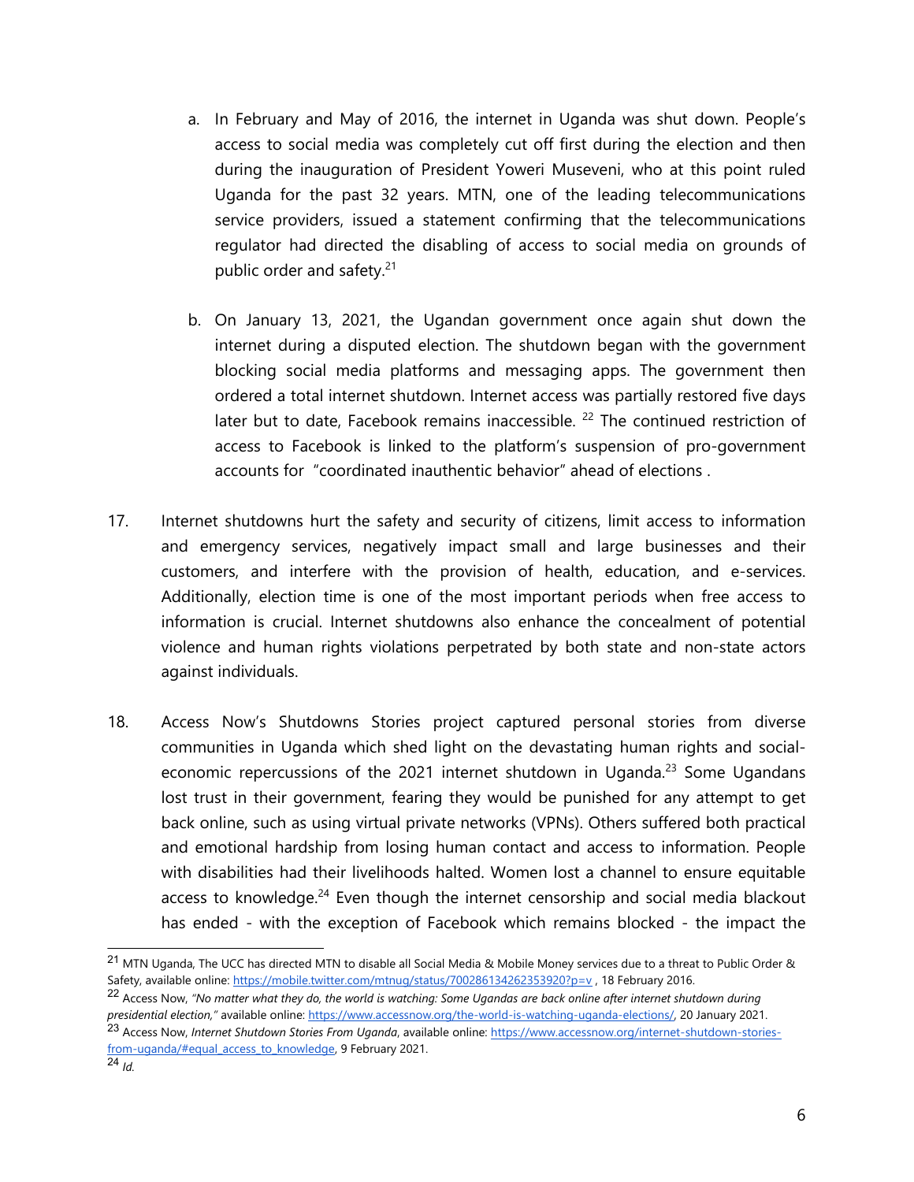a. In February and May of 2016, the internet in Uganda was shut down. People's access to social media was completely cut off first during the election and then during the inauguration of President Yoweri Museveni, who at this point ruled Uganda for the past 32 years. MTN, one of the leading telecommunications service providers, issued a statement confirming that the telecommunications regulator had directed the disabling of access to social media on grounds of public order and safety.[21]

b. On January 13, 2021, the Ugandan government once again shut down the internet during a disputed election. The shutdown began with the government blocking social media platforms and messaging apps. The government then ordered a total internet shutdown. Internet access was partially restored five days later but to date, Facebook remains inaccessible. [22] The continued restriction of access to Facebook is linked to the platform's suspension of pro-government accounts for "coordinated inauthentic behavior" ahead of elections .

17. Internet shutdowns hurt the safety and security of citizens, limit access to information and emergency services, negatively impact small and large businesses and their customers, and interfere with the provision of health, education, and e-services. Additionally, election time is one of the most important periods when free access to information is crucial. Internet shutdowns also enhance the concealment of potential violence and human rights violations perpetrated by both state and non-state actors against individuals.

18. Access Now's Shutdowns Stories project captured personal stories from diverse communities in Uganda which shed light on the devastating human rights and social-economic repercussions of the 2021 internet shutdown in Uganda.[23] Some Ugandans lost trust in their government, fearing they would be punished for any attempt to get back online, such as using virtual private networks (VPNs). Others suffered both practical and emotional hardship from losing human contact and access to information. People with disabilities had their livelihoods halted. Women lost a channel to ensure equitable access to knowledge.[24] Even though the internet censorship and social media blackout has ended - with the exception of Facebook which remains blocked - the impact the

---

[21] MTN Uganda, The UCC has directed MTN to disable all Social Media & Mobile Money services due to a threat to Public Order & Safety, available online: https://mobile.twitter.com/mtnug/status/700286134262353920?p=v , 18 February 2016.

[22] Access Now, *"No matter what they do, the world is watching: Some Ugandas are back online after internet shutdown during presidential election,"* available online: https://www.accessnow.org/the-world-is-watching-uganda-elections/, 20 January 2021.

[23] Access Now, *Internet Shutdown Stories From Uganda*, available online: https://www.accessnow.org/internet-shutdown-stories-from-uganda/#equal_access_to_knowledge, 9 February 2021.

[24] *Id.*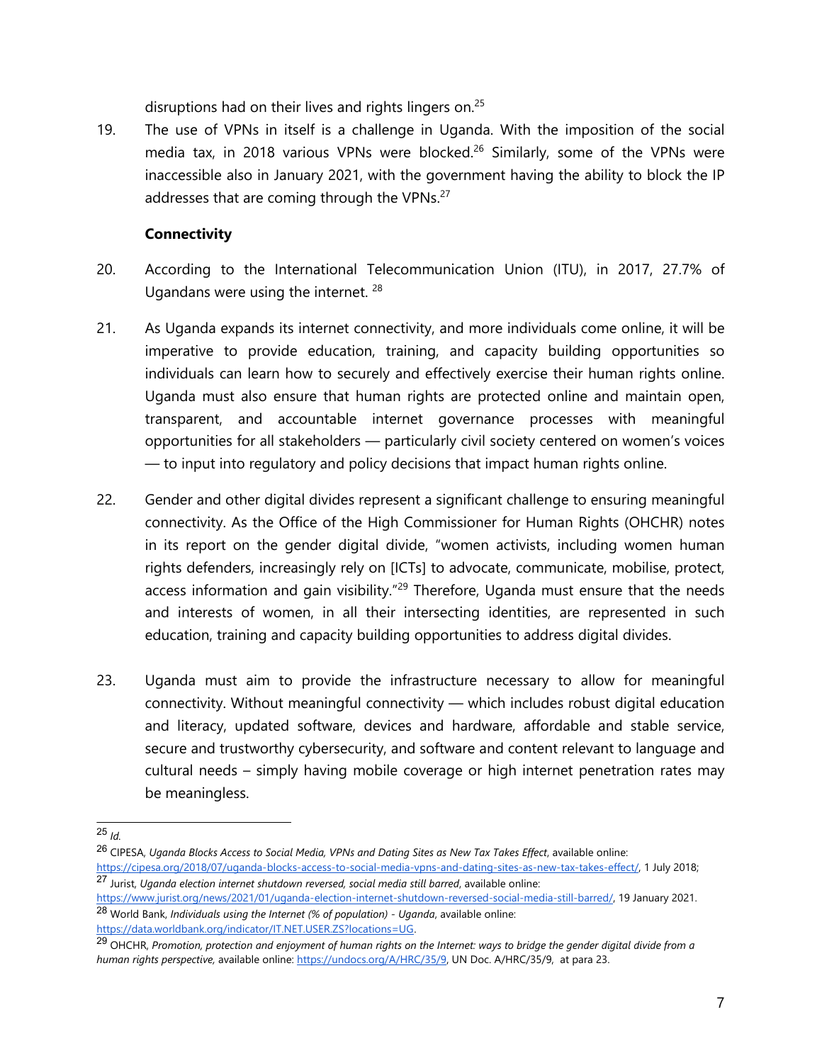disruptions had on their lives and rights lingers on.[25]

19. The use of VPNs in itself is a challenge in Uganda. With the imposition of the social media tax, in 2018 various VPNs were blocked.[26] Similarly, some of the VPNs were inaccessible also in January 2021, with the government having the ability to block the IP addresses that are coming through the VPNs.[27]

**Connectivity**

20. According to the International Telecommunication Union (ITU), in 2017, 27.7% of Ugandans were using the internet. [28]

21. As Uganda expands its internet connectivity, and more individuals come online, it will be imperative to provide education, training, and capacity building opportunities so individuals can learn how to securely and effectively exercise their human rights online. Uganda must also ensure that human rights are protected online and maintain open, transparent, and accountable internet governance processes with meaningful opportunities for all stakeholders — particularly civil society centered on women's voices — to input into regulatory and policy decisions that impact human rights online.

22. Gender and other digital divides represent a significant challenge to ensuring meaningful connectivity. As the Office of the High Commissioner for Human Rights (OHCHR) notes in its report on the gender digital divide, "women activists, including women human rights defenders, increasingly rely on [ICTs] to advocate, communicate, mobilise, protect, access information and gain visibility."[29] Therefore, Uganda must ensure that the needs and interests of women, in all their intersecting identities, are represented in such education, training and capacity building opportunities to address digital divides.

23. Uganda must aim to provide the infrastructure necessary to allow for meaningful connectivity. Without meaningful connectivity — which includes robust digital education and literacy, updated software, devices and hardware, affordable and stable service, secure and trustworthy cybersecurity, and software and content relevant to language and cultural needs – simply having mobile coverage or high internet penetration rates may be meaningless.

---

[25] *Id.*

[26] CIPESA, *Uganda Blocks Access to Social Media, VPNs and Dating Sites as New Tax Takes Effect*, available online: https://cipesa.org/2018/07/uganda-blocks-access-to-social-media-vpns-and-dating-sites-as-new-tax-takes-effect/, 1 July 2018;

[27] Jurist, *Uganda election internet shutdown reversed, social media still barred*, available online: https://www.jurist.org/news/2021/01/uganda-election-internet-shutdown-reversed-social-media-still-barred/, 19 January 2021.

[28] World Bank, *Individuals using the Internet (% of population) - Uganda*, available online: https://data.worldbank.org/indicator/IT.NET.USER.ZS?locations=UG.

[29] OHCHR, *Promotion, protection and enjoyment of human rights on the Internet: ways to bridge the gender digital divide from a human rights perspective,* available online: https://undocs.org/A/HRC/35/9, UN Doc. A/HRC/35/9, at para 23.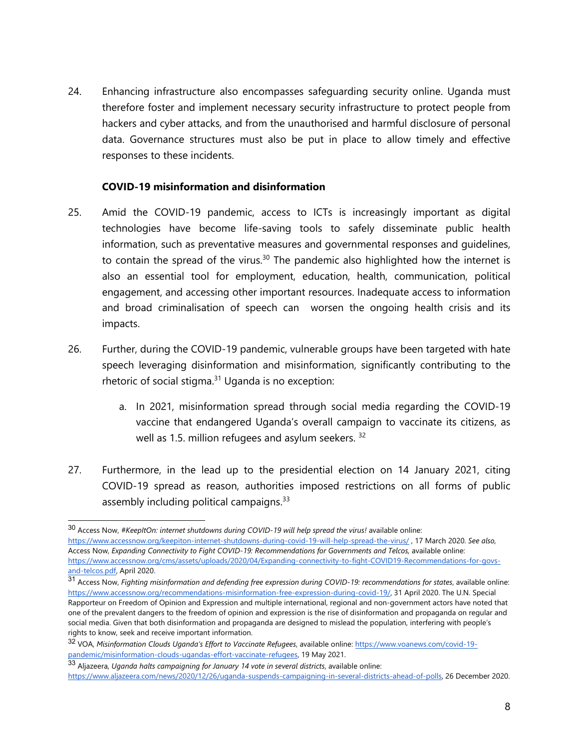24. Enhancing infrastructure also encompasses safeguarding security online. Uganda must therefore foster and implement necessary security infrastructure to protect people from hackers and cyber attacks, and from the unauthorised and harmful disclosure of personal data. Governance structures must also be put in place to allow timely and effective responses to these incidents.

**COVID-19 misinformation and disinformation**

25. Amid the COVID-19 pandemic, access to ICTs is increasingly important as digital technologies have become life-saving tools to safely disseminate public health information, such as preventative measures and governmental responses and guidelines, to contain the spread of the virus.[30] The pandemic also highlighted how the internet is also an essential tool for employment, education, health, communication, political engagement, and accessing other important resources. Inadequate access to information and broad criminalisation of speech can worsen the ongoing health crisis and its impacts.

26. Further, during the COVID-19 pandemic, vulnerable groups have been targeted with hate speech leveraging disinformation and misinformation, significantly contributing to the rhetoric of social stigma.[31] Uganda is no exception:

    a. In 2021, misinformation spread through social media regarding the COVID-19 vaccine that endangered Uganda's overall campaign to vaccinate its citizens, as well as 1.5. million refugees and asylum seekers. [32]

27. Furthermore, in the lead up to the presidential election on 14 January 2021, citing COVID-19 spread as reason, authorities imposed restrictions on all forms of public assembly including political campaigns.[33]

---

[30] Access Now, *#KeepItOn: internet shutdowns during COVID-19 will help spread the virus!* available online: https://www.accessnow.org/keepiton-internet-shutdowns-during-covid-19-will-help-spread-the-virus/ , 17 March 2020. *See also,* Access Now, *Expanding Connectivity to Fight COVID-19: Recommendations for Governments and Telcos,* available online: https://www.accessnow.org/cms/assets/uploads/2020/04/Expanding-connectivity-to-fight-COVID19-Recommendations-for-govs-and-telcos.pdf, April 2020.

[31] Access Now, *Fighting misinformation and defending free expression during COVID-19: recommendations for states*, available online: https://www.accessnow.org/recommendations-misinformation-free-expression-during-covid-19/, 31 April 2020. The U.N. Special Rapporteur on Freedom of Opinion and Expression and multiple international, regional and non-government actors have noted that one of the prevalent dangers to the freedom of opinion and expression is the rise of disinformation and propaganda on regular and social media. Given that both disinformation and propaganda are designed to mislead the population, interfering with people's rights to know, seek and receive important information.

[32] VOA, *Misinformation Clouds Uganda's Effort to Vaccinate Refugees*, available online: https://www.voanews.com/covid-19-pandemic/misinformation-clouds-ugandas-effort-vaccinate-refugees, 19 May 2021.

[33] Aljazeera, *Uganda halts campaigning for January 14 vote in several districts*, available online: https://www.aljazeera.com/news/2020/12/26/uganda-suspends-campaigning-in-several-districts-ahead-of-polls, 26 December 2020.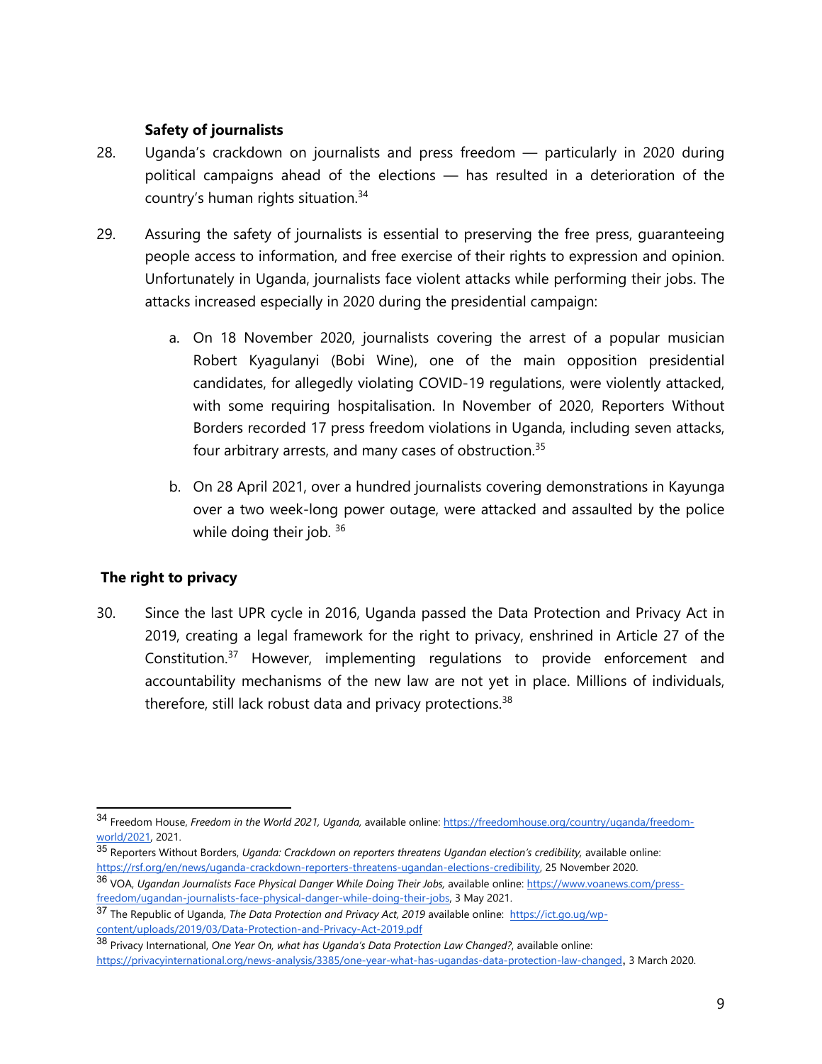### Safety of journalists

28. Uganda's crackdown on journalists and press freedom — particularly in 2020 during political campaigns ahead of the elections — has resulted in a deterioration of the country's human rights situation.[34]

29. Assuring the safety of journalists is essential to preserving the free press, guaranteeing people access to information, and free exercise of their rights to expression and opinion. Unfortunately in Uganda, journalists face violent attacks while performing their jobs. The attacks increased especially in 2020 during the presidential campaign:

    a. On 18 November 2020, journalists covering the arrest of a popular musician Robert Kyagulanyi (Bobi Wine), one of the main opposition presidential candidates, for allegedly violating COVID-19 regulations, were violently attacked, with some requiring hospitalisation. In November of 2020, Reporters Without Borders recorded 17 press freedom violations in Uganda, including seven attacks, four arbitrary arrests, and many cases of obstruction.[35]

    b. On 28 April 2021, over a hundred journalists covering demonstrations in Kayunga over a two week-long power outage, were attacked and assaulted by the police while doing their job.[36]

### The right to privacy

30. Since the last UPR cycle in 2016, Uganda passed the Data Protection and Privacy Act in 2019, creating a legal framework for the right to privacy, enshrined in Article 27 of the Constitution.[37] However, implementing regulations to provide enforcement and accountability mechanisms of the new law are not yet in place. Millions of individuals, therefore, still lack robust data and privacy protections.[38]

---

[34] Freedom House, *Freedom in the World 2021, Uganda,* available online: https://freedomhouse.org/country/uganda/freedom-world/2021, 2021.

[35] Reporters Without Borders, *Uganda: Crackdown on reporters threatens Ugandan election's credibility,* available online: https://rsf.org/en/news/uganda-crackdown-reporters-threatens-ugandan-elections-credibility, 25 November 2020.

[36] VOA, *Ugandan Journalists Face Physical Danger While Doing Their Jobs,* available online: https://www.voanews.com/press-freedom/ugandan-journalists-face-physical-danger-while-doing-their-jobs, 3 May 2021.

[37] The Republic of Uganda, *The Data Protection and Privacy Act, 2019* available online: https://ict.go.ug/wp-content/uploads/2019/03/Data-Protection-and-Privacy-Act-2019.pdf

[38] Privacy International, *One Year On, what has Uganda's Data Protection Law Changed?*, available online: https://privacyinternational.org/news-analysis/3385/one-year-what-has-ugandas-data-protection-law-changed, 3 March 2020.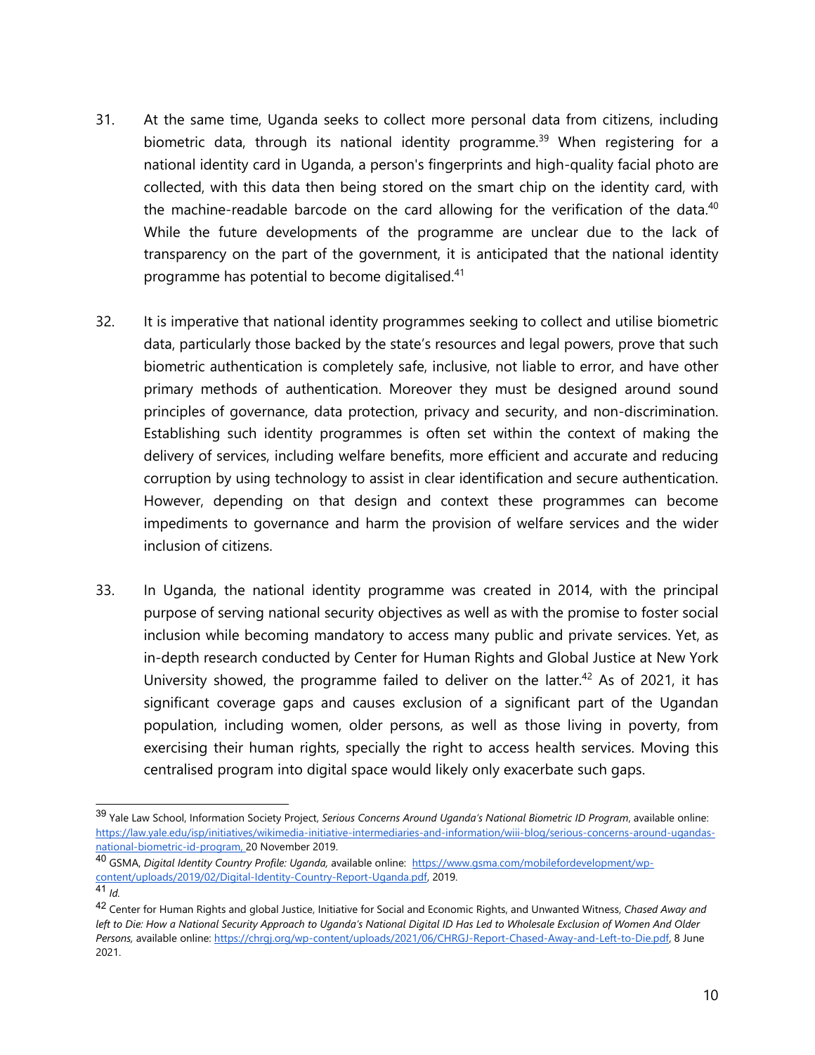31. At the same time, Uganda seeks to collect more personal data from citizens, including biometric data, through its national identity programme.[39] When registering for a national identity card in Uganda, a person's fingerprints and high-quality facial photo are collected, with this data then being stored on the smart chip on the identity card, with the machine-readable barcode on the card allowing for the verification of the data.[40] While the future developments of the programme are unclear due to the lack of transparency on the part of the government, it is anticipated that the national identity programme has potential to become digitalised.[41]

32. It is imperative that national identity programmes seeking to collect and utilise biometric data, particularly those backed by the state's resources and legal powers, prove that such biometric authentication is completely safe, inclusive, not liable to error, and have other primary methods of authentication. Moreover they must be designed around sound principles of governance, data protection, privacy and security, and non-discrimination. Establishing such identity programmes is often set within the context of making the delivery of services, including welfare benefits, more efficient and accurate and reducing corruption by using technology to assist in clear identification and secure authentication. However, depending on that design and context these programmes can become impediments to governance and harm the provision of welfare services and the wider inclusion of citizens.

33. In Uganda, the national identity programme was created in 2014, with the principal purpose of serving national security objectives as well as with the promise to foster social inclusion while becoming mandatory to access many public and private services. Yet, as in-depth research conducted by Center for Human Rights and Global Justice at New York University showed, the programme failed to deliver on the latter.[42] As of 2021, it has significant coverage gaps and causes exclusion of a significant part of the Ugandan population, including women, older persons, as well as those living in poverty, from exercising their human rights, specially the right to access health services. Moving this centralised program into digital space would likely only exacerbate such gaps.

---

[39] Yale Law School, Information Society Project, *Serious Concerns Around Uganda's National Biometric ID Program*, available online: https://law.yale.edu/isp/initiatives/wikimedia-initiative-intermediaries-and-information/wiii-blog/serious-concerns-around-ugandas-national-biometric-id-program, 20 November 2019.

[40] GSMA, *Digital Identity Country Profile: Uganda,* available online: https://www.gsma.com/mobilefordevelopment/wp-content/uploads/2019/02/Digital-Identity-Country-Report-Uganda.pdf, 2019.

[41] *Id.*

[42] Center for Human Rights and global Justice, Initiative for Social and Economic Rights, and Unwanted Witness, *Chased Away and left to Die: How a National Security Approach to Uganda's National Digital ID Has Led to Wholesale Exclusion of Women And Older Persons,* available online: https://chrgj.org/wp-content/uploads/2021/06/CHRGJ-Report-Chased-Away-and-Left-to-Die.pdf, 8 June 2021.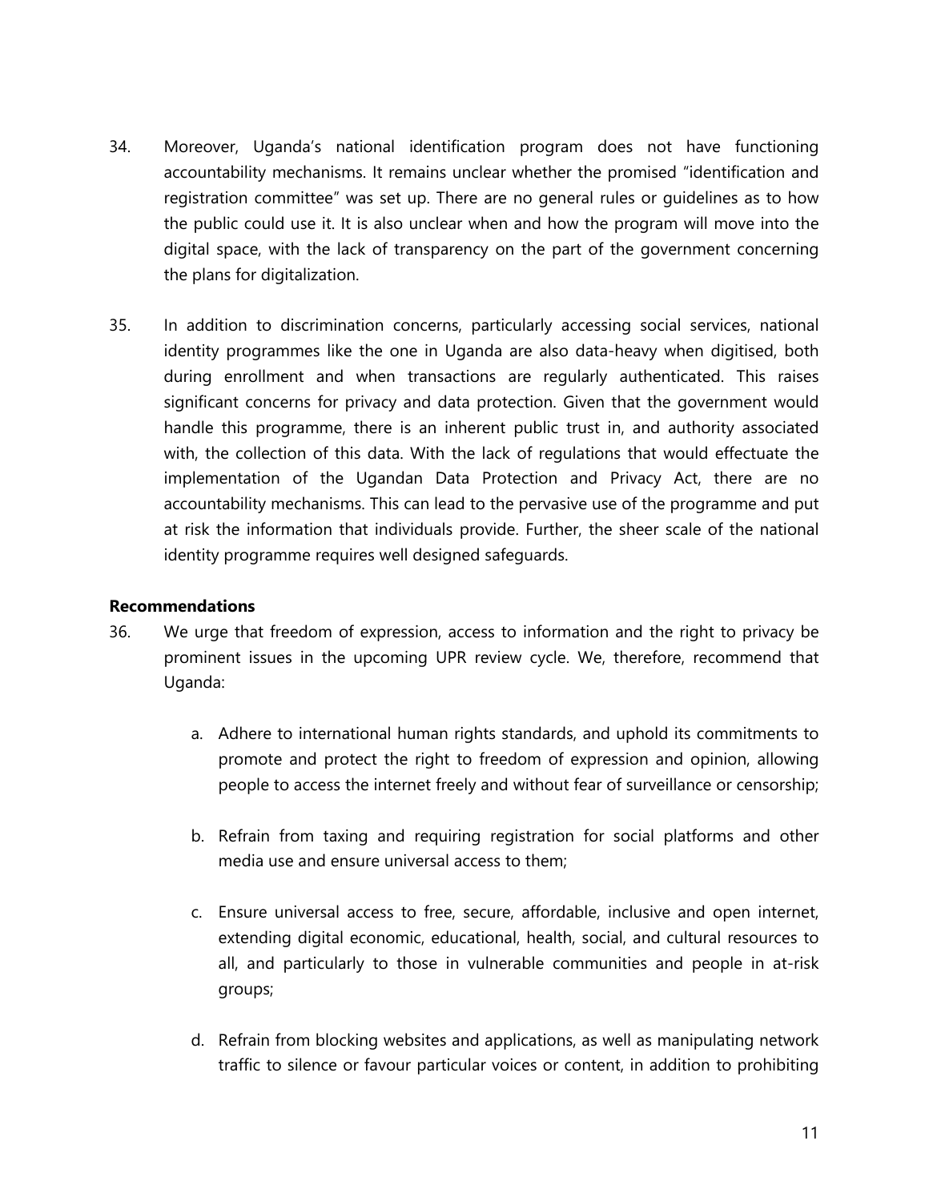34. Moreover, Uganda's national identification program does not have functioning accountability mechanisms. It remains unclear whether the promised "identification and registration committee" was set up. There are no general rules or guidelines as to how the public could use it. It is also unclear when and how the program will move into the digital space, with the lack of transparency on the part of the government concerning the plans for digitalization.

35. In addition to discrimination concerns, particularly accessing social services, national identity programmes like the one in Uganda are also data-heavy when digitised, both during enrollment and when transactions are regularly authenticated. This raises significant concerns for privacy and data protection. Given that the government would handle this programme, there is an inherent public trust in, and authority associated with, the collection of this data. With the lack of regulations that would effectuate the implementation of the Ugandan Data Protection and Privacy Act, there are no accountability mechanisms. This can lead to the pervasive use of the programme and put at risk the information that individuals provide. Further, the sheer scale of the national identity programme requires well designed safeguards.

**Recommendations**

36. We urge that freedom of expression, access to information and the right to privacy be prominent issues in the upcoming UPR review cycle. We, therefore, recommend that Uganda:

    a. Adhere to international human rights standards, and uphold its commitments to promote and protect the right to freedom of expression and opinion, allowing people to access the internet freely and without fear of surveillance or censorship;

    b. Refrain from taxing and requiring registration for social platforms and other media use and ensure universal access to them;

    c. Ensure universal access to free, secure, affordable, inclusive and open internet, extending digital economic, educational, health, social, and cultural resources to all, and particularly to those in vulnerable communities and people in at-risk groups;

    d. Refrain from blocking websites and applications, as well as manipulating network traffic to silence or favour particular voices or content, in addition to prohibiting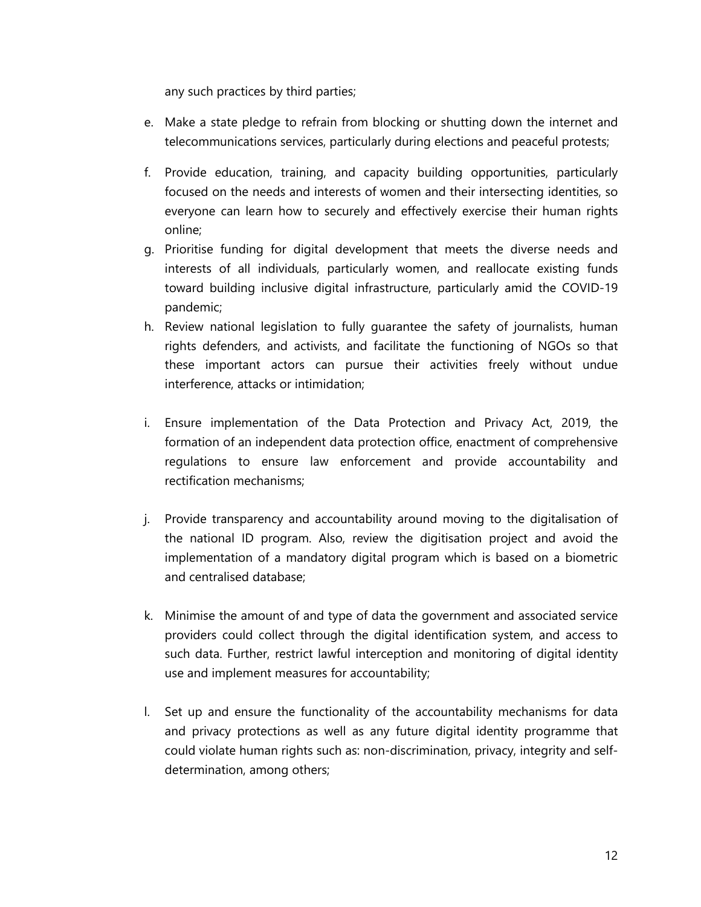any such practices by third parties;

e. Make a state pledge to refrain from blocking or shutting down the internet and telecommunications services, particularly during elections and peaceful protests;
f. Provide education, training, and capacity building opportunities, particularly focused on the needs and interests of women and their intersecting identities, so everyone can learn how to securely and effectively exercise their human rights online;
g. Prioritise funding for digital development that meets the diverse needs and interests of all individuals, particularly women, and reallocate existing funds toward building inclusive digital infrastructure, particularly amid the COVID-19 pandemic;
h. Review national legislation to fully guarantee the safety of journalists, human rights defenders, and activists, and facilitate the functioning of NGOs so that these important actors can pursue their activities freely without undue interference, attacks or intimidation;
i. Ensure implementation of the Data Protection and Privacy Act, 2019, the formation of an independent data protection office, enactment of comprehensive regulations to ensure law enforcement and provide accountability and rectification mechanisms;
j. Provide transparency and accountability around moving to the digitalisation of the national ID program. Also, review the digitisation project and avoid the implementation of a mandatory digital program which is based on a biometric and centralised database;
k. Minimise the amount of and type of data the government and associated service providers could collect through the digital identification system, and access to such data. Further, restrict lawful interception and monitoring of digital identity use and implement measures for accountability;
l. Set up and ensure the functionality of the accountability mechanisms for data and privacy protections as well as any future digital identity programme that could violate human rights such as: non-discrimination, privacy, integrity and self-determination, among others;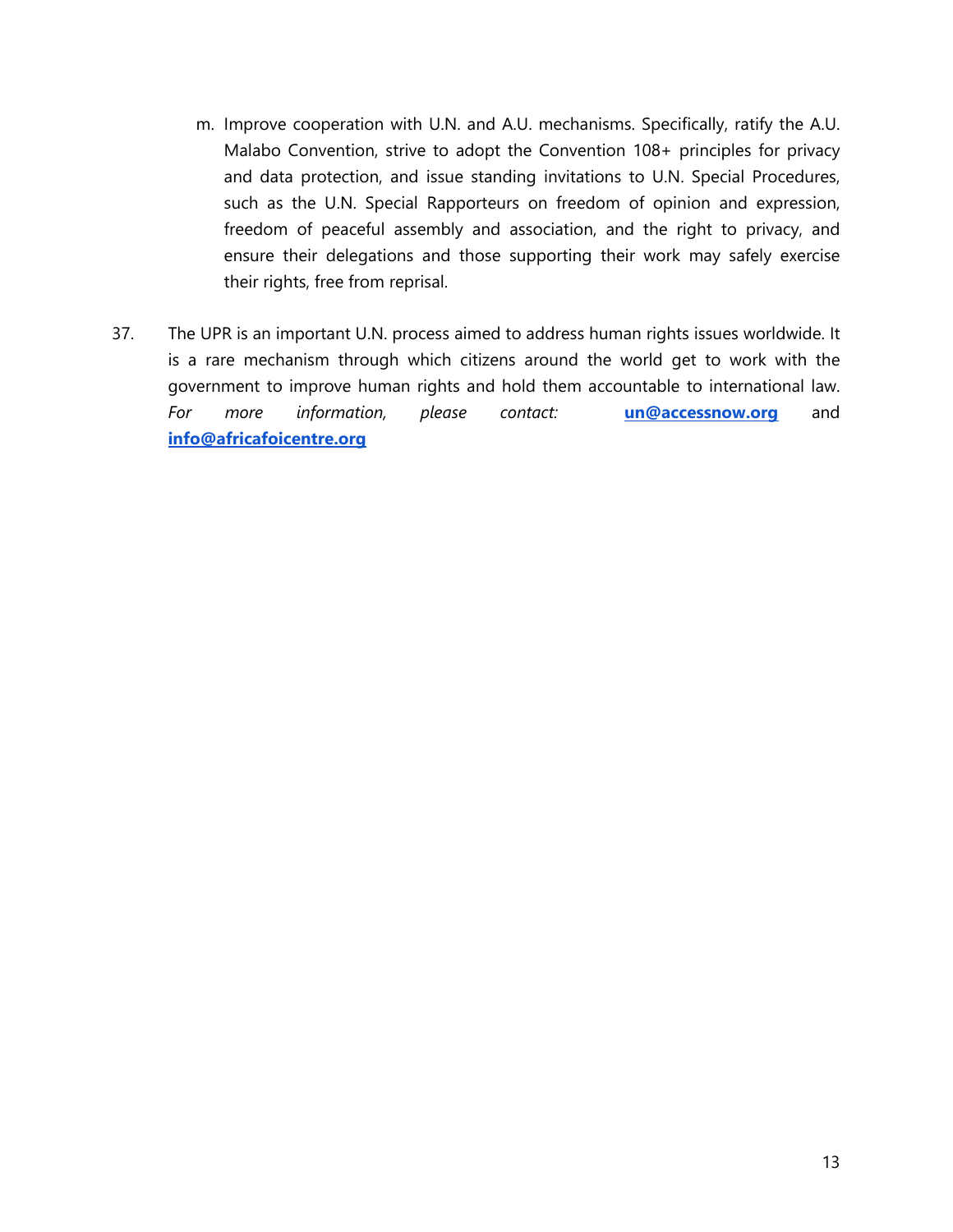m. Improve cooperation with U.N. and A.U. mechanisms. Specifically, ratify the A.U. Malabo Convention, strive to adopt the Convention 108+ principles for privacy and data protection, and issue standing invitations to U.N. Special Procedures, such as the U.N. Special Rapporteurs on freedom of opinion and expression, freedom of peaceful assembly and association, and the right to privacy, and ensure their delegations and those supporting their work may safely exercise their rights, free from reprisal.

37. The UPR is an important U.N. process aimed to address human rights issues worldwide. It is a rare mechanism through which citizens around the world get to work with the government to improve human rights and hold them accountable to international law. *For more information, please contact:* **[un@accessnow.org](mailto:un@accessnow.org)** and **[info@africafoicentre.org](mailto:info@africafoicentre.org)**